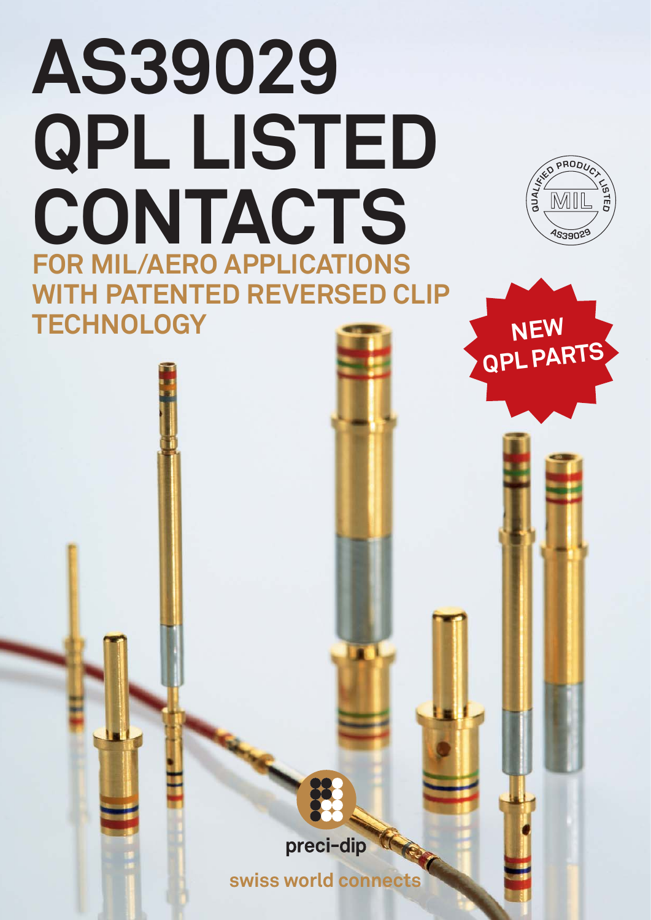# AS39029 QPL LISTED CONTACTS

## FOR MIL/AERO APPLICATIONS WITH PATENTED REVERSED CLIP TECHNOLOGY

QUALIFIED PRODUCT LISTED MIL AS39029

NEW QPL PARTS

preci-dip

swiss world connects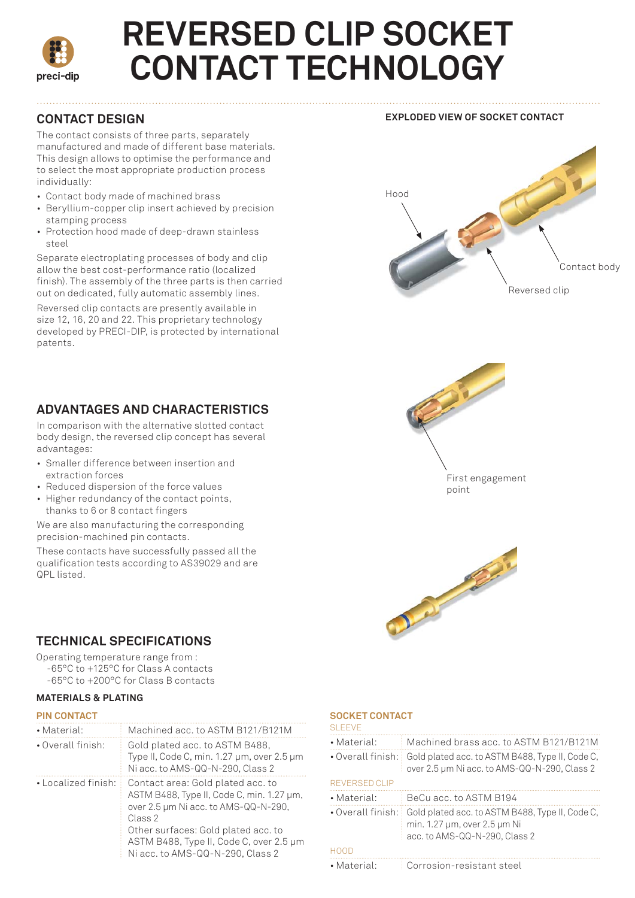# REVERSED CLIP SOCKET CONTACT TECHNOLOGY

## CONTACT DESIGN

The contact consists of three parts, separately manufactured and made of different base materials. This design allows to optimise the performance and to select the most appropriate production process individually:

- Contact body made of machined brass
- Beryllium-copper clip insert achieved by precision stamping process
- Protection hood made of deep-drawn stainless steel

Separate electroplating processes of body and clip allow the best cost-performance ratio (localized finish). The assembly of the three parts is then carried out on dedicated, fully automatic assembly lines.

Reversed clip contacts are presently available in size 12, 16, 20 and 22. This proprietary technology developed by PRECI-DIP, is protected by international patents.

### EXPLODED VIEW OF SOCKET CONTACT

Hood

Contact body

Reversed clip

First engagement point

## ADVANTAGES AND CHARACTERISTICS

In comparison with the alternative slotted contact body design, the reversed clip concept has several advantages:

- Smaller difference between insertion and extraction forces
- Reduced dispersion of the force values
- Higher redundancy of the contact points, thanks to 6 or 8 contact fingers

We are also manufacturing the corresponding precision-machined pin contacts.

These contacts have successfully passed all the qualification tests according to AS39029 and are QPL listed.

## TECHNICAL SPECIFICATIONS

Operating temperature range from :
-65°C to +125°C for Class A contacts
-65°C to +200°C for Class B contacts

### MATERIALS & PLATING

#### PIN CONTACT

| | |
|---|---|
| • Material: | Machined acc. to ASTM B121/B121M |
| • Overall finish: | Gold plated acc. to ASTM B488, Type II, Code C, min. 1.27 µm, over 2.5 µm Ni acc. to AMS-QQ-N-290, Class 2 |
| • Localized finish: | Contact area: Gold plated acc. to ASTM B488, Type II, Code C, min. 1.27 µm, over 2.5 µm Ni acc. to AMS-QQ-N-290, Class 2<br>Other surfaces: Gold plated acc. to ASTM B488, Type II, Code C, over 2.5 µm Ni acc. to AMS-QQ-N-290, Class 2 |

#### SOCKET CONTACT

SLEEVE

| | |
|---|---|
| • Material: | Machined brass acc. to ASTM B121/B121M |
| • Overall finish: | Gold plated acc. to ASTM B488, Type II, Code C, over 2.5 µm Ni acc. to AMS-QQ-N-290, Class 2 |

REVERSED CLIP

| | |
|---|---|
| • Material: | BeCu acc. to ASTM B194 |
| • Overall finish: | Gold plated acc. to ASTM B488, Type II, Code C, min. 1.27 µm, over 2.5 µm Ni acc. to AMS-QQ-N-290, Class 2 |

HOOD

| | |
|---|---|
| • Material: | Corrosion-resistant steel |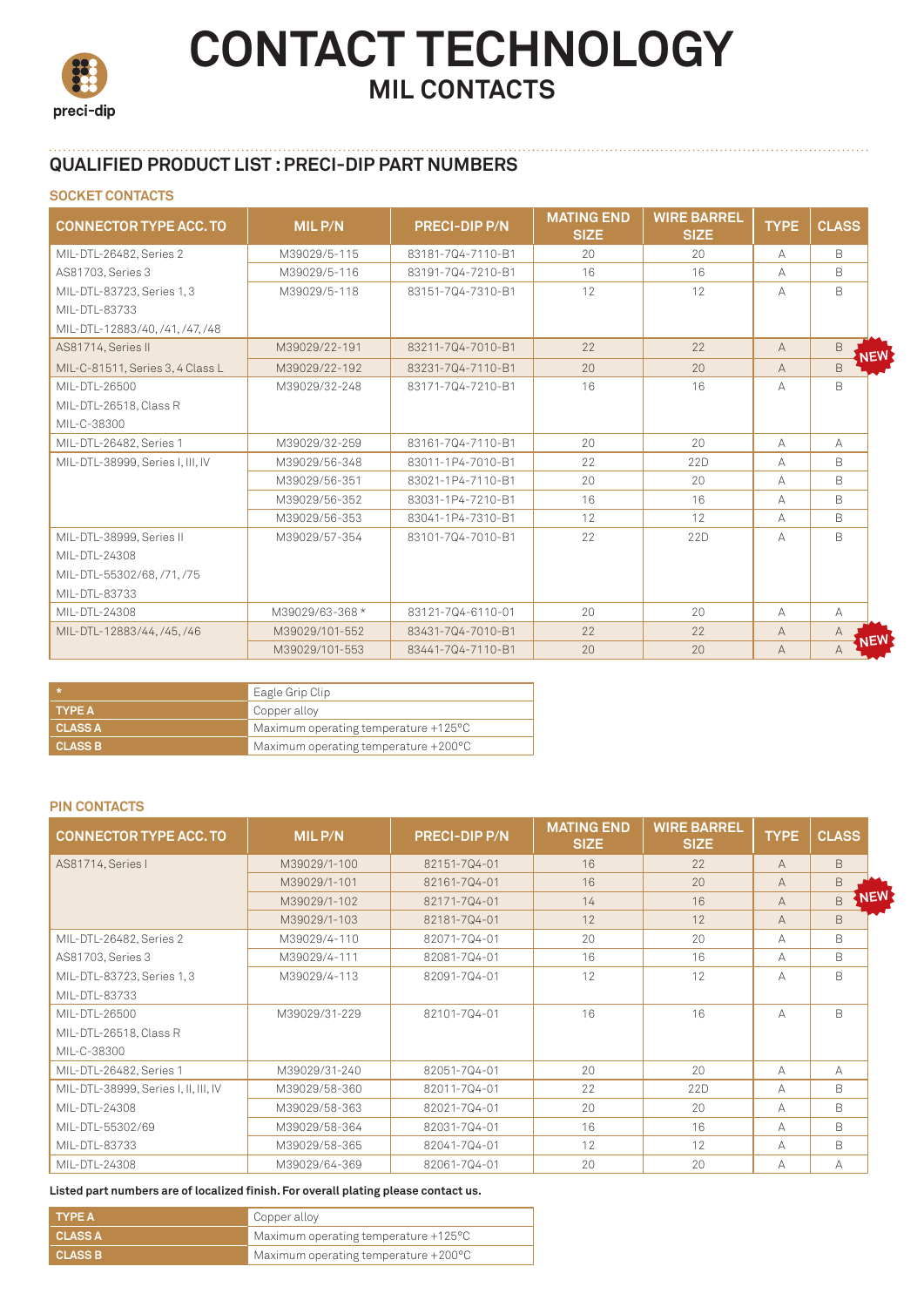# CONTACT TECHNOLOGY

## MIL CONTACTS

### QUALIFIED PRODUCT LIST : PRECI-DIP PART NUMBERS

#### SOCKET CONTACTS

| CONNECTOR TYPE ACC. TO | MIL P/N | PRECI-DIP P/N | MATING END SIZE | WIRE BARREL SIZE | TYPE | CLASS |
|---|---|---|---|---|---|---|
| MIL-DTL-26482, Series 2 | M39029/5-115 | 83181-7Q4-7110-B1 | 20 | 20 | A | B |
| AS81703, Series 3 | M39029/5-116 | 83191-7Q4-7210-B1 | 16 | 16 | A | B |
| MIL-DTL-83723, Series 1, 3<br>MIL-DTL-83733<br>MIL-DTL-12883/40, /41, /47, /48 | M39029/5-118 | 83151-7Q4-7310-B1 | 12 | 12 | A | B |
| AS81714, Series II | M39029/22-191 | 83211-7Q4-7010-B1 | 22 | 22 | A | B NEW |
| MIL-C-81511, Series 3, 4 Class L | M39029/22-192 | 83231-7Q4-7110-B1 | 20 | 20 | A | B NEW |
| MIL-DTL-26500<br>MIL-DTL-26518, Class R<br>MIL-C-38300 | M39029/32-248 | 83171-7Q4-7210-B1 | 16 | 16 | A | B |
| MIL-DTL-26482, Series 1 | M39029/32-259 | 83161-7Q4-7110-B1 | 20 | 20 | A | A |
| MIL-DTL-38999, Series I, III, IV | M39029/56-348 | 83011-1P4-7010-B1 | 22 | 22D | A | B |
| | M39029/56-351 | 83021-1P4-7110-B1 | 20 | 20 | A | B |
| | M39029/56-352 | 83031-1P4-7210-B1 | 16 | 16 | A | B |
| | M39029/56-353 | 83041-1P4-7310-B1 | 12 | 12 | A | B |
| MIL-DTL-38999, Series II<br>MIL-DTL-24308<br>MIL-DTL-55302/68, /71, /75<br>MIL-DTL-83733 | M39029/57-354 | 83101-7Q4-7010-B1 | 22 | 22D | A | B |
| MIL-DTL-24308 | M39029/63-368 * | 83121-7Q4-6110-01 | 20 | 20 | A | A |
| MIL-DTL-12883/44, /45, /46 | M39029/101-552 | 83431-7Q4-7010-B1 | 22 | 22 | A | A NEW |
| | M39029/101-553 | 83441-7Q4-7110-B1 | 20 | 20 | A | A NEW |

| * | Eagle Grip Clip |
|---|---|
| TYPE A | Copper alloy |
| CLASS A | Maximum operating temperature +125°C |
| CLASS B | Maximum operating temperature +200°C |

#### PIN CONTACTS

| CONNECTOR TYPE ACC. TO | MIL P/N | PRECI-DIP P/N | MATING END SIZE | WIRE BARREL SIZE | TYPE | CLASS |
|---|---|---|---|---|---|---|
| AS81714, Series I | M39029/1-100 | 82151-7Q4-01 | 16 | 22 | A | B NEW |
| | M39029/1-101 | 82161-7Q4-01 | 16 | 20 | A | B NEW |
| | M39029/1-102 | 82171-7Q4-01 | 14 | 16 | A | B NEW |
| | M39029/1-103 | 82181-7Q4-01 | 12 | 12 | A | B NEW |
| MIL-DTL-26482, Series 2 | M39029/4-110 | 82071-7Q4-01 | 20 | 20 | A | B |
| AS81703, Series 3 | M39029/4-111 | 82081-7Q4-01 | 16 | 16 | A | B |
| MIL-DTL-83723, Series 1, 3<br>MIL-DTL-83733 | M39029/4-113 | 82091-7Q4-01 | 12 | 12 | A | B |
| MIL-DTL-26500<br>MIL-DTL-26518, Class R<br>MIL-C-38300 | M39029/31-229 | 82101-7Q4-01 | 16 | 16 | A | B |
| MIL-DTL-26482, Series 1 | M39029/31-240 | 82051-7Q4-01 | 20 | 20 | A | A |
| MIL-DTL-38999, Series I, II, III, IV | M39029/58-360 | 82011-7Q4-01 | 22 | 22D | A | B |
| MIL-DTL-24308 | M39029/58-363 | 82021-7Q4-01 | 20 | 20 | A | B |
| MIL-DTL-55302/69 | M39029/58-364 | 82031-7Q4-01 | 16 | 16 | A | B |
| MIL-DTL-83733 | M39029/58-365 | 82041-7Q4-01 | 12 | 12 | A | B |
| MIL-DTL-24308 | M39029/64-369 | 82061-7Q4-01 | 20 | 20 | A | A |

**Listed part numbers are of localized finish. For overall plating please contact us.**

| TYPE A | Copper alloy |
|---|---|
| CLASS A | Maximum operating temperature +125°C |
| CLASS B | Maximum operating temperature +200°C |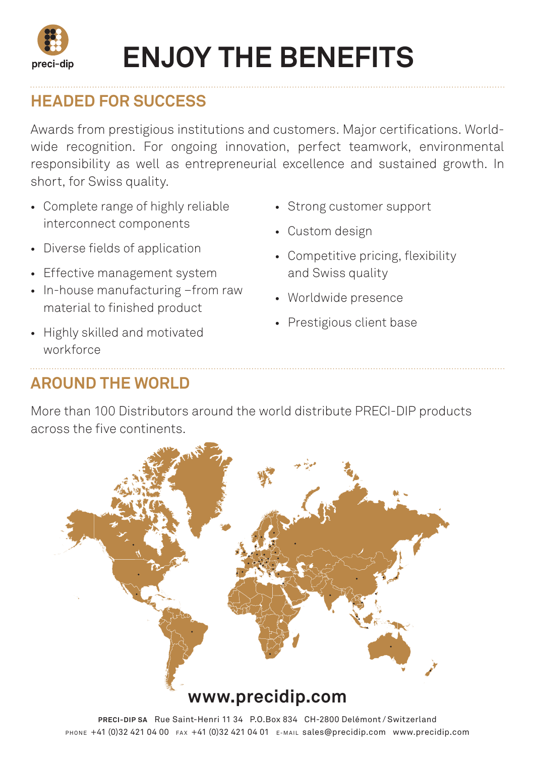# ENJOY THE BENEFITS

## HEADED FOR SUCCESS

Awards from prestigious institutions and customers. Major certifications. World-wide recognition. For ongoing innovation, perfect teamwork, environmental responsibility as well as entrepreneurial excellence and sustained growth. In short, for Swiss quality.

- Complete range of highly reliable interconnect components
- Diverse fields of application
- Effective management system
- In-house manufacturing –from raw material to finished product
- Highly skilled and motivated workforce
- Strong customer support
- Custom design
- Competitive pricing, flexibility and Swiss quality
- Worldwide presence
- Prestigious client base

## AROUND THE WORLD

More than 100 Distributors around the world distribute PRECI-DIP products across the five continents.

**www.precidip.com**

**PRECI-DIP SA** Rue Saint-Henri 11 34 P.O.Box 834 CH-2800 Delémont / Switzerland
PHONE +41 (0)32 421 04 00 FAX +41 (0)32 421 04 01 E-MAIL sales@precidip.com www.precidip.com